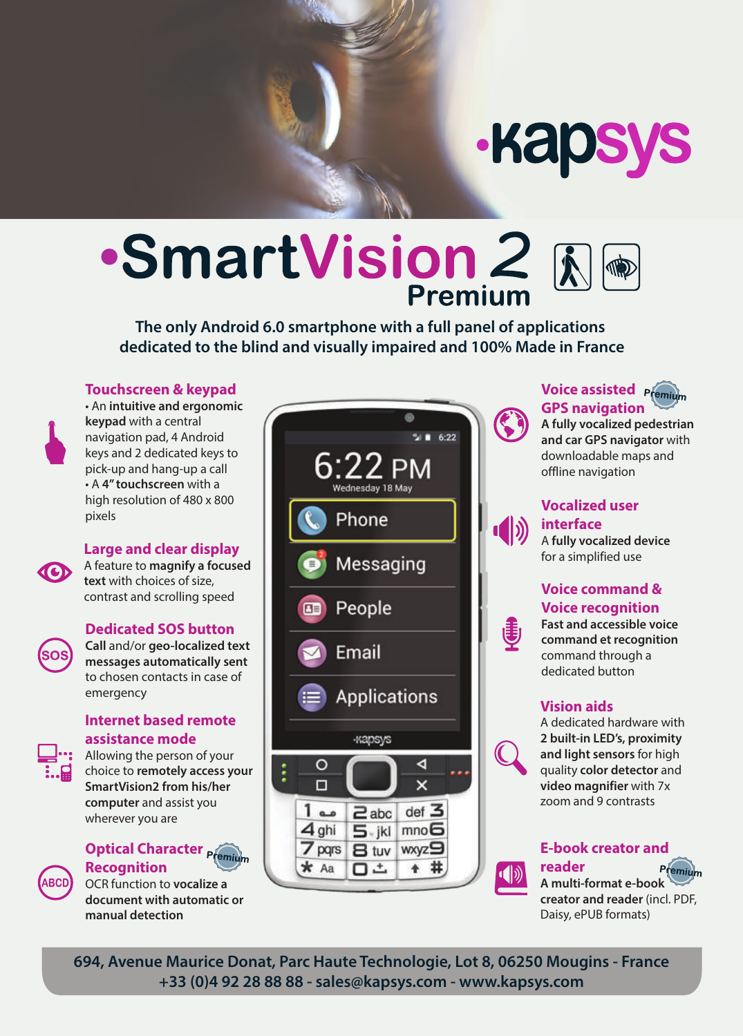# •SmartVision 2 Premium

**The only Android 6.0 smartphone with a full panel of applications dedicated to the blind and visually impaired and 100% Made in France**

## Touchscreen & keypad

- An **intuitive and ergonomic keypad** with a central navigation pad, 4 Android keys and 2 dedicated keys to pick-up and hang-up a call
- A **4" touchscreen** with a high resolution of 480 x 800 pixels

## Large and clear display

A feature to **magnify a focused text** with choices of size, contrast and scrolling speed

## Dedicated SOS button

**Call** and/or **geo-localized text messages automatically sent** to chosen contacts in case of emergency

## Internet based remote assistance mode

Allowing the person of your choice to **remotely access your SmartVision2 from his/her computer** and assist you wherever you are

## Optical Character Recognition (Premium)

OCR function to **vocalize a document with automatic or manual detection**

## Voice assisted GPS navigation (Premium)

**A fully vocalized pedestrian and car GPS navigator** with downloadable maps and offline navigation

## Vocalized user interface

A **fully vocalized device** for a simplified use

## Voice command & Voice recognition

**Fast and accessible voice command et recognition** command through a dedicated button

## Vision aids

A dedicated hardware with **2 built-in LED's, proximity and light sensors** for high quality **color detector** and **video magnifier** with 7x zoom and 9 contrasts

## E-book creator and reader (Premium)

**A multi-format e-book creator and reader** (incl. PDF, Daisy, ePUB formats)

---

**694, Avenue Maurice Donat, Parc Haute Technologie, Lot 8, 06250 Mougins - France**
**+33 (0)4 92 28 88 88 - sales@kapsys.com - www.kapsys.com**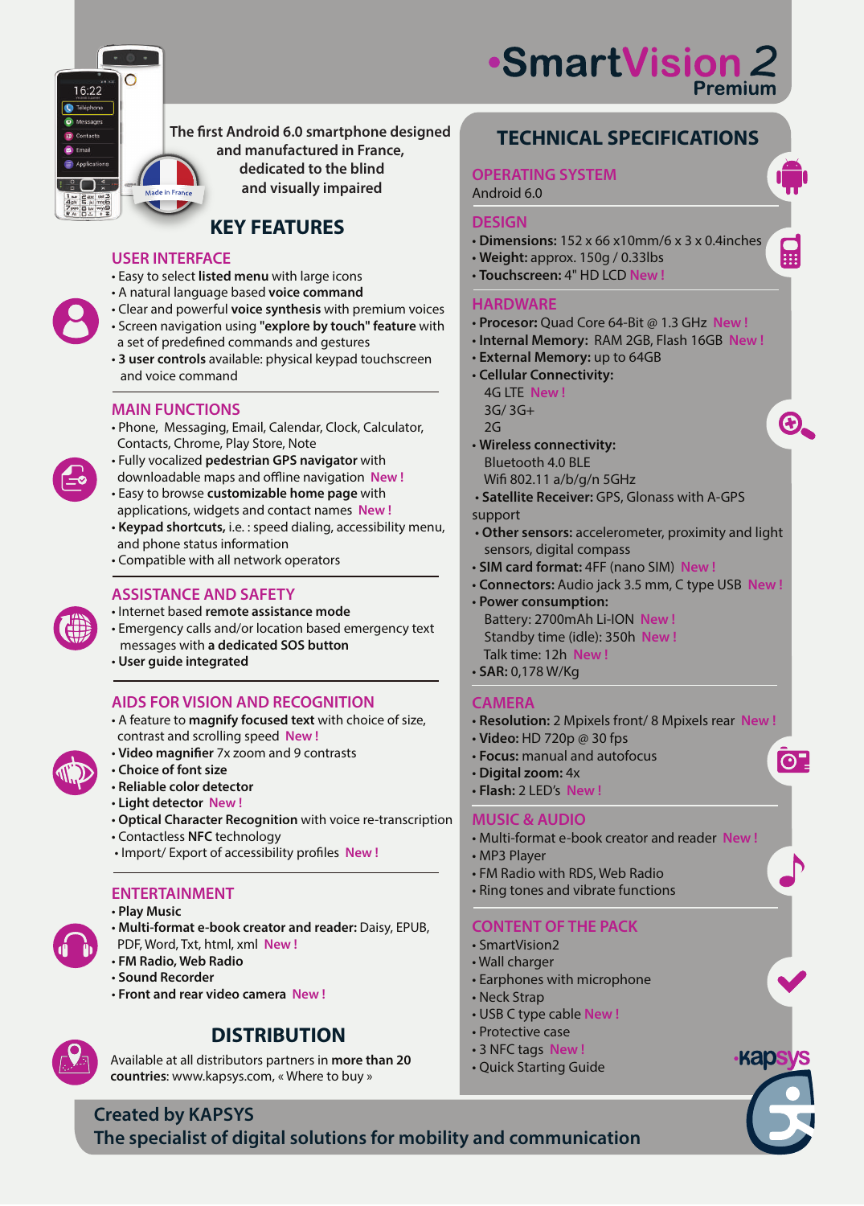# •SmartVision 2 Premium

The first Android 6.0 smartphone designed and manufactured in France, dedicated to the blind and visually impaired

Made in France

## KEY FEATURES

### USER INTERFACE

- Easy to select **listed menu** with large icons
- A natural language based **voice command**
- Clear and powerful **voice synthesis** with premium voices
- Screen navigation using **"explore by touch" feature** with a set of predefined commands and gestures
- **3 user controls** available: physical keypad touchscreen and voice command

### MAIN FUNCTIONS

- Phone, Messaging, Email, Calendar, Clock, Calculator, Contacts, Chrome, Play Store, Note
- Fully vocalized **pedestrian GPS navigator** with downloadable maps and offline navigation New !
- Easy to browse **customizable home page** with applications, widgets and contact names New !
- **Keypad shortcuts,** i.e. : speed dialing, accessibility menu, and phone status information
- Compatible with all network operators

### ASSISTANCE AND SAFETY

- Internet based **remote assistance mode**
- Emergency calls and/or location based emergency text messages with **a dedicated SOS button**
- **User guide integrated**

### AIDS FOR VISION AND RECOGNITION

- A feature to **magnify focused text** with choice of size, contrast and scrolling speed New !
- **Video magnifier** 7x zoom and 9 contrasts
- **Choice of font size**
- **Reliable color detector**
- **Light detector** New !
- **Optical Character Recognition** with voice re-transcription
- Contactless **NFC** technology
- Import/ Export of accessibility profiles New !

### ENTERTAINMENT

- **Play Music**
- **Multi-format e-book creator and reader:** Daisy, EPUB, PDF, Word, Txt, html, xml New !
- **FM Radio, Web Radio**
- **Sound Recorder**
- **Front and rear video camera** New !

## DISTRIBUTION

Available at all distributors partners in **more than 20 countries**: www.kapsys.com, « Where to buy »

## TECHNICAL SPECIFICATIONS

### OPERATING SYSTEM

Android 6.0

### DESIGN

- **Dimensions:** 152 x 66 x10mm/6 x 3 x 0.4inches
- **Weight:** approx. 150g / 0.33lbs
- **Touchscreen:** 4" HD LCD New !

### HARDWARE

- **Procesor:** Quad Core 64-Bit @ 1.3 GHz New !
- **Internal Memory:** RAM 2GB, Flash 16GB New !
- **External Memory:** up to 64GB
- **Cellular Connectivity:**
  4G LTE New !
  3G/ 3G+
  2G
- **Wireless connectivity:**
  Bluetooth 4.0 BLE
  Wifi 802.11 a/b/g/n 5GHz
- **Satellite Receiver:** GPS, Glonass with A-GPS support
- **Other sensors:** accelerometer, proximity and light sensors, digital compass
- **SIM card format:** 4FF (nano SIM) New !
- **Connectors:** Audio jack 3.5 mm, C type USB New !
- **Power consumption:**
  Battery: 2700mAh Li-ION New !
  Standby time (idle): 350h New !
  Talk time: 12h New !
- **SAR:** 0,178 W/Kg

### CAMERA

- **Resolution:** 2 Mpixels front/ 8 Mpixels rear New !
- **Video:** HD 720p @ 30 fps
- **Focus:** manual and autofocus
- **Digital zoom:** 4x
- **Flash:** 2 LED's New !

### MUSIC & AUDIO

- Multi-format e-book creator and reader New !
- MP3 Player
- FM Radio with RDS, Web Radio
- Ring tones and vibrate functions

### CONTENT OF THE PACK

- SmartVision2
- Wall charger
- Earphones with microphone
- Neck Strap
- USB C type cable New !
- Protective case
- 3 NFC tags New !
- Quick Starting Guide

•kapsys

**Created by KAPSYS**
**The specialist of digital solutions for mobility and communication**